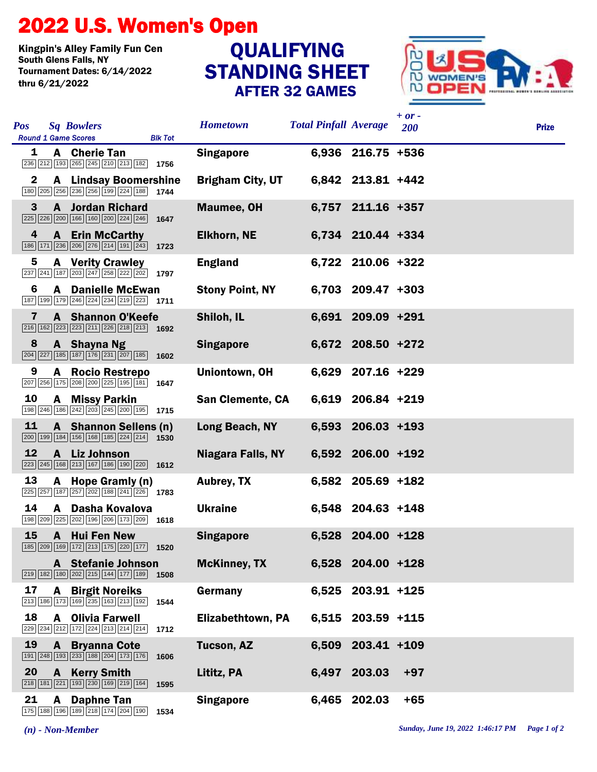# 2022 U.S. Women's Open

Kingpin's Alley Family Fun Cen
South Glens Falls, NY
Tournament Dates: 6/14/2022 thru 6/21/2022

## QUALIFYING STANDING SHEET
### AFTER 32 GAMES

| Pos | Sq | Bowlers | Round 1 Game Scores | Blk Tot | Hometown | Total Pinfall | Average | + or - 200 | Prize |
|---|---|---|---|---|---|---|---|---|---|
| 1 | A | Cherie Tan | 236 212 193 265 245 210 213 182 | 1756 | Singapore | 6,936 | 216.75 | +536 | |
| 2 | A | Lindsay Boomershine | 180 205 256 236 256 199 224 188 | 1744 | Brigham City, UT | 6,842 | 213.81 | +442 | |
| 3 | A | Jordan Richard | 225 226 200 166 160 200 224 246 | 1647 | Maumee, OH | 6,757 | 211.16 | +357 | |
| 4 | A | Erin McCarthy | 186 171 236 206 276 214 191 243 | 1723 | Elkhorn, NE | 6,734 | 210.44 | +334 | |
| 5 | A | Verity Crawley | 237 241 187 203 247 258 222 202 | 1797 | England | 6,722 | 210.06 | +322 | |
| 6 | A | Danielle McEwan | 187 199 179 246 224 234 219 223 | 1711 | Stony Point, NY | 6,703 | 209.47 | +303 | |
| 7 | A | Shannon O'Keefe | 216 162 223 223 211 226 218 213 | 1692 | Shiloh, IL | 6,691 | 209.09 | +291 | |
| 8 | A | Shayna Ng | 204 227 185 187 176 231 207 185 | 1602 | Singapore | 6,672 | 208.50 | +272 | |
| 9 | A | Rocio Restrepo | 207 256 175 208 200 225 195 181 | 1647 | Uniontown, OH | 6,629 | 207.16 | +229 | |
| 10 | A | Missy Parkin | 198 246 186 242 203 245 200 195 | 1715 | San Clemente, CA | 6,619 | 206.84 | +219 | |
| 11 | A | Shannon Sellens (n) | 200 199 184 156 168 185 224 214 | 1530 | Long Beach, NY | 6,593 | 206.03 | +193 | |
| 12 | A | Liz Johnson | 223 245 168 213 167 186 190 220 | 1612 | Niagara Falls, NY | 6,592 | 206.00 | +192 | |
| 13 | A | Hope Gramly (n) | 225 257 187 257 202 188 241 226 | 1783 | Aubrey, TX | 6,582 | 205.69 | +182 | |
| 14 | A | Dasha Kovalova | 198 209 225 202 196 206 173 209 | 1618 | Ukraine | 6,548 | 204.63 | +148 | |
| 15 | A | Hui Fen New | 185 209 169 172 213 175 220 177 | 1520 | Singapore | 6,528 | 204.00 | +128 | |
| | A | Stefanie Johnson | 219 182 180 202 215 144 177 189 | 1508 | McKinney, TX | 6,528 | 204.00 | +128 | |
| 17 | A | Birgit Noreiks | 213 186 173 169 235 163 213 192 | 1544 | Germany | 6,525 | 203.91 | +125 | |
| 18 | A | Olivia Farwell | 229 234 212 172 224 213 214 214 | 1712 | Elizabethtown, PA | 6,515 | 203.59 | +115 | |
| 19 | A | Bryanna Cote | 191 248 193 233 188 204 173 176 | 1606 | Tucson, AZ | 6,509 | 203.41 | +109 | |
| 20 | A | Kerry Smith | 218 181 221 193 230 169 219 164 | 1595 | Lititz, PA | 6,497 | 203.03 | +97 | |
| 21 | A | Daphne Tan | 175 188 196 189 218 174 204 190 | 1534 | Singapore | 6,465 | 202.03 | +65 | |

*(n) - Non-Member*

*Sunday, June 19, 2022 1:46:17 PM*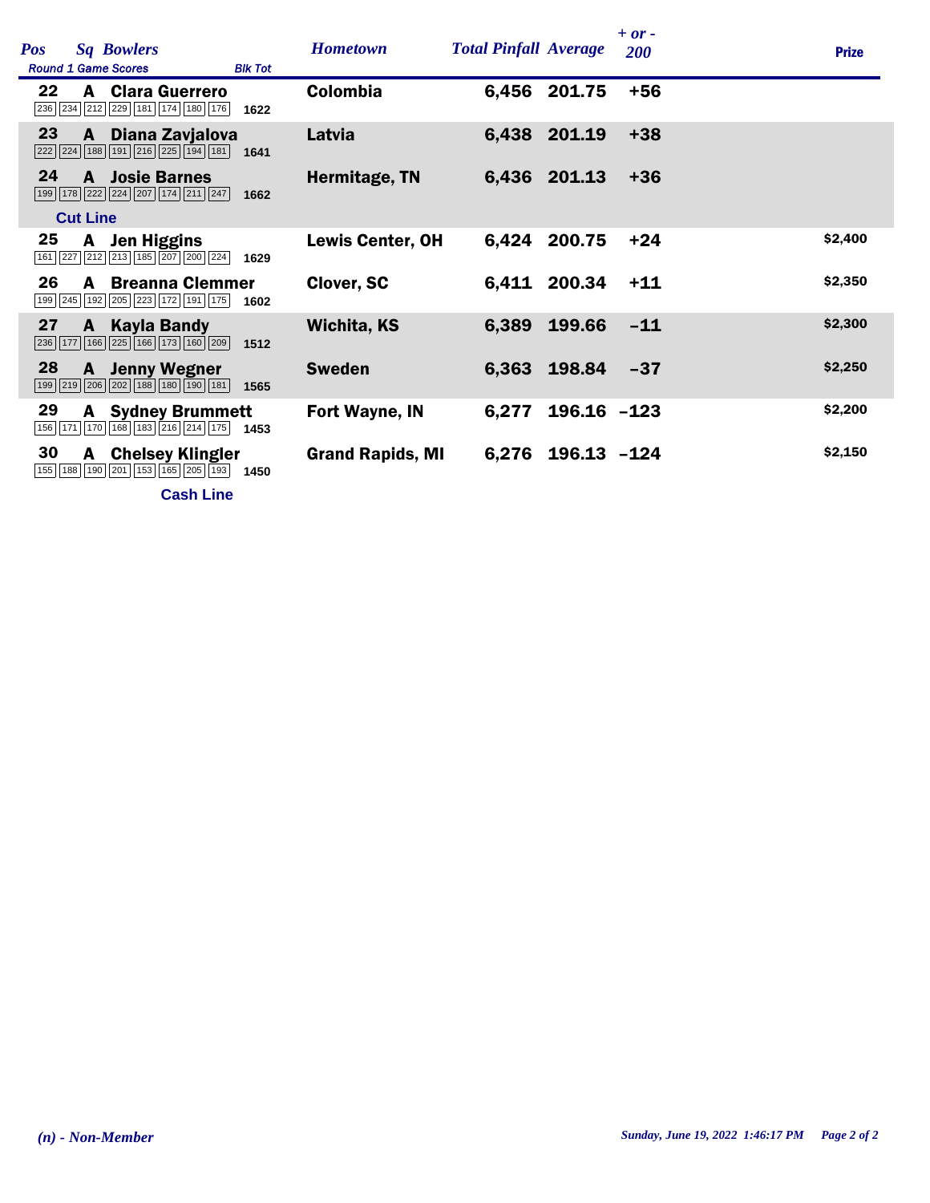| Pos | Sq | Bowlers | Round 1 Game Scores | Blk Tot | Hometown | Total Pinfall | Average | + or - 200 | Prize |
|---|---|---|---|---|---|---|---|---|---|
| 22 | A | Clara Guerrero | 236 234 212 229 181 174 180 176 | 1622 | Colombia | 6,456 | 201.75 | +56 | |
| 23 | A | Diana Zavjalova | 222 224 188 191 216 225 194 181 | 1641 | Latvia | 6,438 | 201.19 | +38 | |
| 24 | A | Josie Barnes | 199 178 222 224 207 174 211 247 | 1662 | Hermitage, TN | 6,436 | 201.13 | +36 | |
| **Cut Line** | | | | | | | | | |
| 25 | A | Jen Higgins | 161 227 212 213 185 207 200 224 | 1629 | Lewis Center, OH | 6,424 | 200.75 | +24 | $2,400 |
| 26 | A | Breanna Clemmer | 199 245 192 205 223 172 191 175 | 1602 | Clover, SC | 6,411 | 200.34 | +11 | $2,350 |
| 27 | A | Kayla Bandy | 236 177 166 225 166 173 160 209 | 1512 | Wichita, KS | 6,389 | 199.66 | -11 | $2,300 |
| 28 | A | Jenny Wegner | 199 219 206 202 188 180 190 181 | 1565 | Sweden | 6,363 | 198.84 | -37 | $2,250 |
| 29 | A | Sydney Brummett | 156 171 170 168 183 216 214 175 | 1453 | Fort Wayne, IN | 6,277 | 196.16 | -123 | $2,200 |
| 30 | A | Chelsey Klingler | 155 188 190 201 153 165 205 193 | 1450 | Grand Rapids, MI | 6,276 | 196.13 | -124 | $2,150 |
| **Cash Line** | | | | | | | | | |

*(n) - Non-Member*

*Sunday, June 19, 2022 1:46:17 PM*